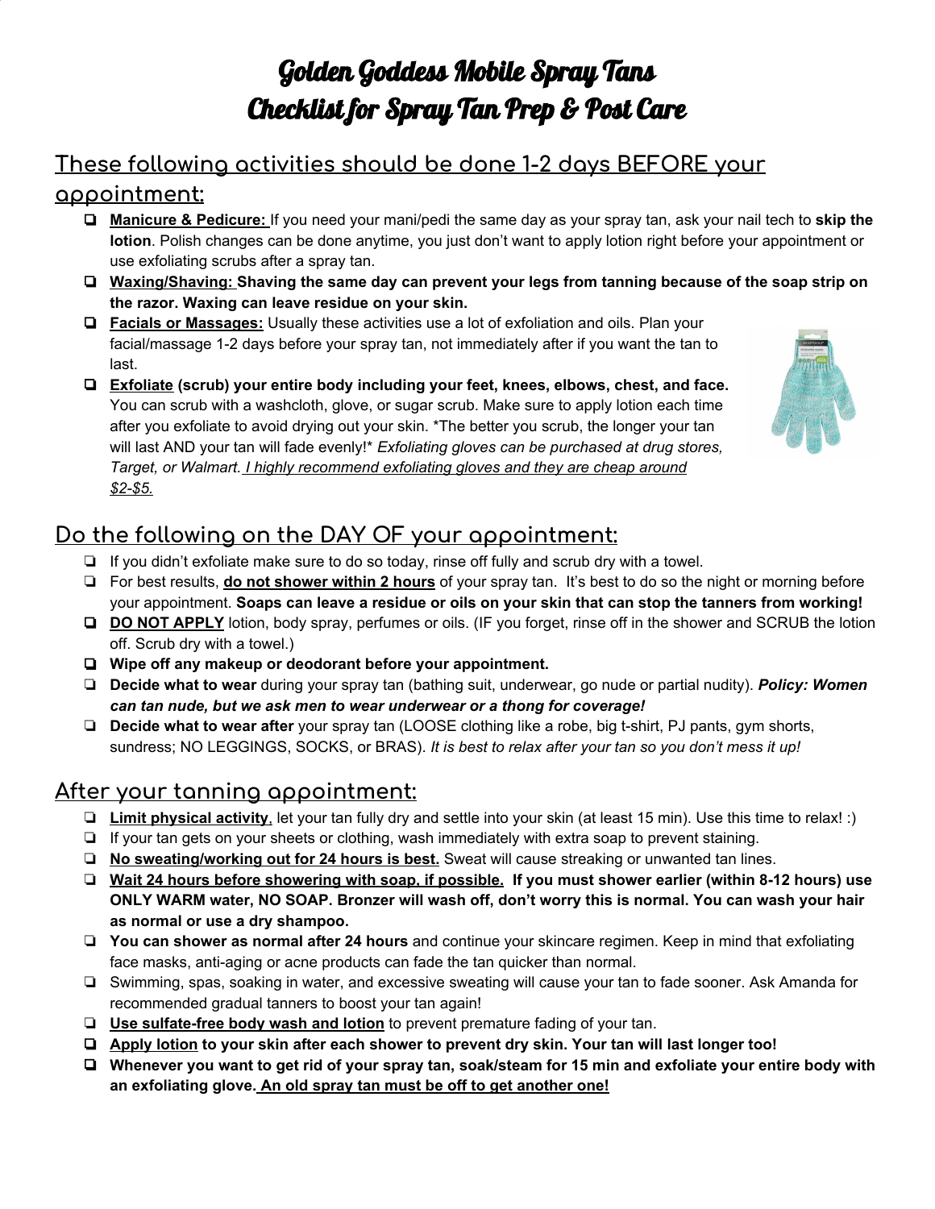# Golden Goddess Mobile Spray Tans
# Checklist for Spray Tan Prep & Post Care

## These following activities should be done 1-2 days BEFORE your appointment:

- **Manicure & Pedicure:** If you need your mani/pedi the same day as your spray tan, ask your nail tech to **skip the lotion**. Polish changes can be done anytime, you just don't want to apply lotion right before your appointment or use exfoliating scrubs after a spray tan.
- **Waxing/Shaving: Shaving the same day can prevent your legs from tanning because of the soap strip on the razor. Waxing can leave residue on your skin.**
- **Facials or Massages:** Usually these activities use a lot of exfoliation and oils. Plan your facial/massage 1-2 days before your spray tan, not immediately after if you want the tan to last.
- **Exfoliate (scrub) your entire body including your feet, knees, elbows, chest, and face.** You can scrub with a washcloth, glove, or sugar scrub. Make sure to apply lotion each time after you exfoliate to avoid drying out your skin. *The better you scrub, the longer your tan will last AND your tan will fade evenly!* *Exfoliating gloves can be purchased at drug stores, Target, or Walmart. I highly recommend exfoliating gloves and they are cheap around $2-$5.*

## Do the following on the DAY OF your appointment:

- If you didn't exfoliate make sure to do so today, rinse off fully and scrub dry with a towel.
- For best results, **do not shower within 2 hours** of your spray tan. It's best to do so the night or morning before your appointment. **Soaps can leave a residue or oils on your skin that can stop the tanners from working!**
- **DO NOT APPLY** lotion, body spray, perfumes or oils. (IF you forget, rinse off in the shower and SCRUB the lotion off. Scrub dry with a towel.)
- **Wipe off any makeup or deodorant before your appointment.**
- **Decide what to wear** during your spray tan (bathing suit, underwear, go nude or partial nudity). ***Policy: Women can tan nude, but we ask men to wear underwear or a thong for coverage!***
- **Decide what to wear after** your spray tan (LOOSE clothing like a robe, big t-shirt, PJ pants, gym shorts, sundress; NO LEGGINGS, SOCKS, or BRAS). *It is best to relax after your tan so you don't mess it up!*

## After your tanning appointment:

- **Limit physical activity**, let your tan fully dry and settle into your skin (at least 15 min). Use this time to relax! :)
- If your tan gets on your sheets or clothing, wash immediately with extra soap to prevent staining.
- **No sweating/working out for 24 hours is best.** Sweat will cause streaking or unwanted tan lines.
- **Wait 24 hours before showering with soap, if possible. If you must shower earlier (within 8-12 hours) use ONLY WARM water, NO SOAP. Bronzer will wash off, don't worry this is normal. You can wash your hair as normal or use a dry shampoo.**
- **You can shower as normal after 24 hours** and continue your skincare regimen. Keep in mind that exfoliating face masks, anti-aging or acne products can fade the tan quicker than normal.
- Swimming, spas, soaking in water, and excessive sweating will cause your tan to fade sooner. Ask Amanda for recommended gradual tanners to boost your tan again!
- **Use sulfate-free body wash and lotion** to prevent premature fading of your tan.
- **Apply lotion to your skin after each shower to prevent dry skin. Your tan will last longer too!**
- **Whenever you want to get rid of your spray tan, soak/steam for 15 min and exfoliate your entire body with an exfoliating glove. An old spray tan must be off to get another one!**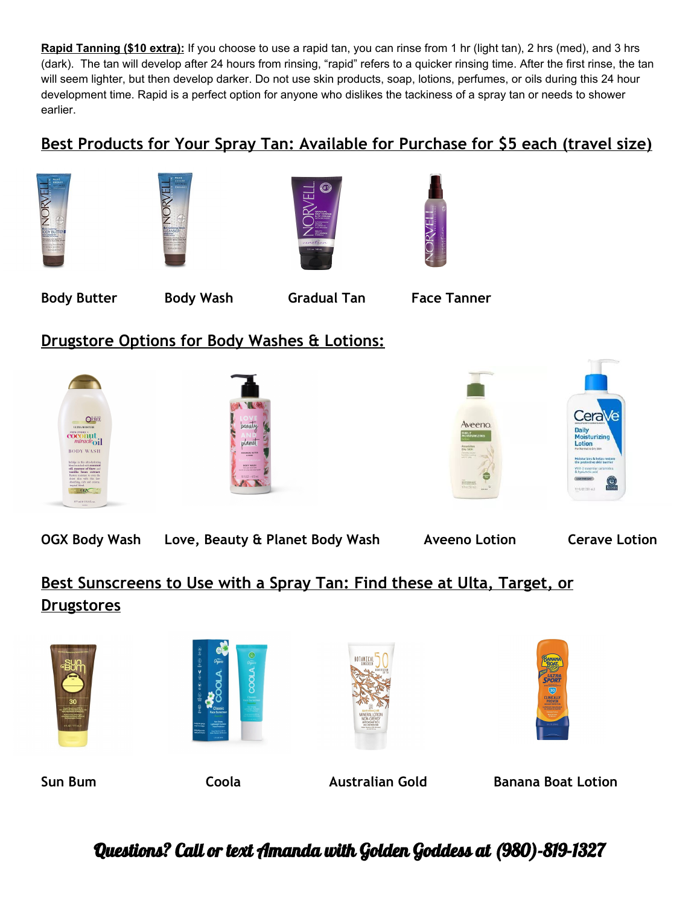**Rapid Tanning ($10 extra):** If you choose to use a rapid tan, you can rinse from 1 hr (light tan), 2 hrs (med), and 3 hrs (dark). The tan will develop after 24 hours from rinsing, "rapid" refers to a quicker rinsing time. After the first rinse, the tan will seem lighter, but then develop darker. Do not use skin products, soap, lotions, perfumes, or oils during this 24 hour development time. Rapid is a perfect option for anyone who dislikes the tackiness of a spray tan or needs to shower earlier.

## Best Products for Your Spray Tan: Available for Purchase for $5 each (travel size)

Body Butter

Body Wash

Gradual Tan

Face Tanner

## Drugstore Options for Body Washes & Lotions:

OGX Body Wash

Love, Beauty & Planet Body Wash

Aveeno Lotion

Cerave Lotion

## Best Sunscreens to Use with a Spray Tan: Find these at Ulta, Target, or Drugstores

Sun Bum

Coola

Australian Gold

Banana Boat Lotion

***Questions? Call or text Amanda with Golden Goddess at (980)-819-1327***